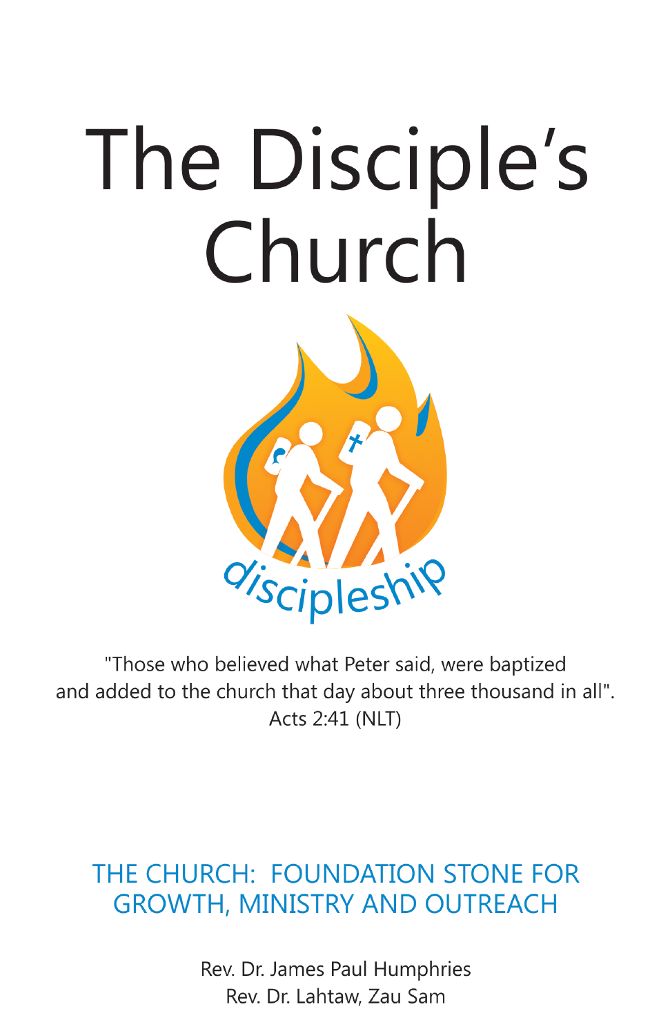# The Disciple's Church

discipleship

"Those who believed what Peter said, were baptized
and added to the church that day about three thousand in all".
Acts 2:41 (NLT)

## THE CHURCH: FOUNDATION STONE FOR GROWTH, MINISTRY AND OUTREACH

Rev. Dr. James Paul Humphries
Rev. Dr. Lahtaw, Zau Sam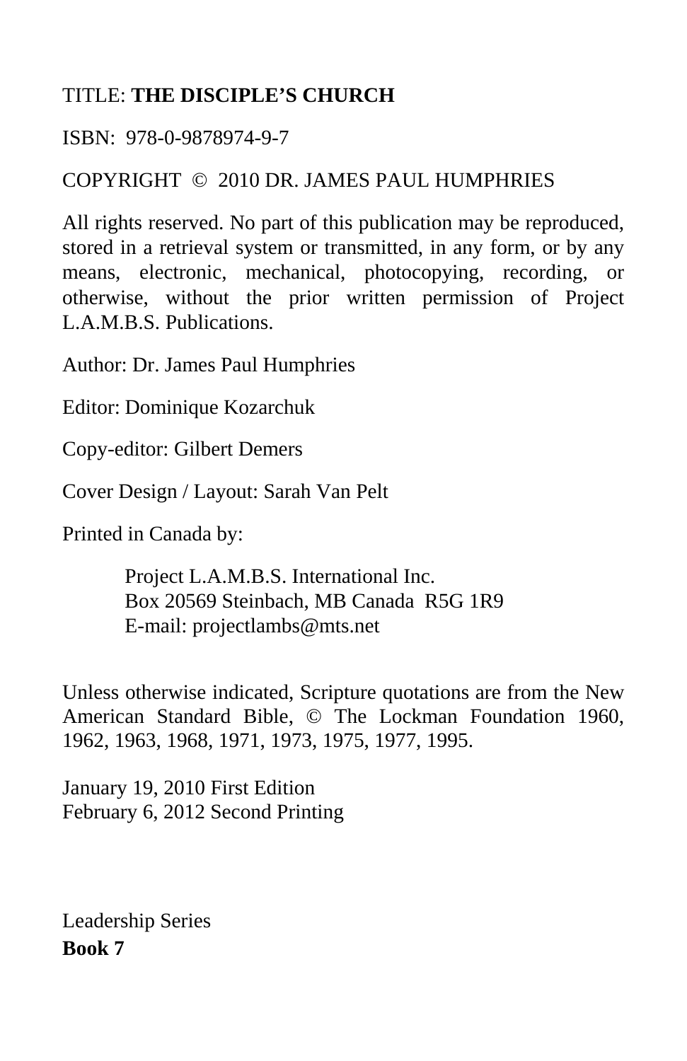TITLE: **THE DISCIPLE'S CHURCH**

ISBN: 978-0-9878974-9-7

COPYRIGHT © 2010 DR. JAMES PAUL HUMPHRIES

All rights reserved. No part of this publication may be reproduced, stored in a retrieval system or transmitted, in any form, or by any means, electronic, mechanical, photocopying, recording, or otherwise, without the prior written permission of Project L.A.M.B.S. Publications.

Author: Dr. James Paul Humphries

Editor: Dominique Kozarchuk

Copy-editor: Gilbert Demers

Cover Design / Layout: Sarah Van Pelt

Printed in Canada by:

> Project L.A.M.B.S. International Inc.
> Box 20569 Steinbach, MB Canada R5G 1R9
> E-mail: projectlambs@mts.net

Unless otherwise indicated, Scripture quotations are from the New American Standard Bible, © The Lockman Foundation 1960, 1962, 1963, 1968, 1971, 1973, 1975, 1977, 1995.

January 19, 2010 First Edition
February 6, 2012 Second Printing

Leadership Series
**Book 7**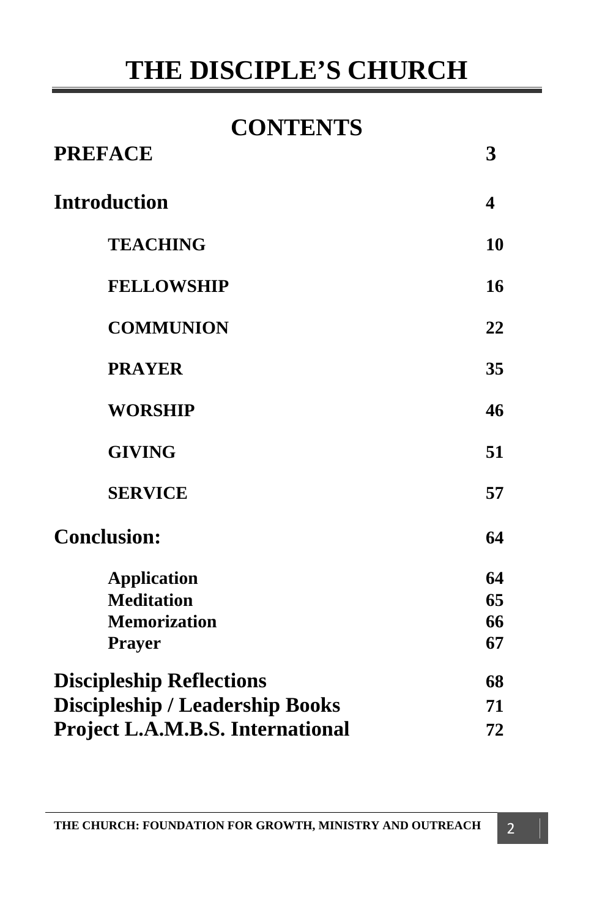# THE DISCIPLE'S CHURCH

## CONTENTS

| | |
|---|---|
| **PREFACE** | **3** |
| **Introduction** | **4** |
| &nbsp;&nbsp;&nbsp;&nbsp;**TEACHING** | **10** |
| &nbsp;&nbsp;&nbsp;&nbsp;**FELLOWSHIP** | **16** |
| &nbsp;&nbsp;&nbsp;&nbsp;**COMMUNION** | **22** |
| &nbsp;&nbsp;&nbsp;&nbsp;**PRAYER** | **35** |
| &nbsp;&nbsp;&nbsp;&nbsp;**WORSHIP** | **46** |
| &nbsp;&nbsp;&nbsp;&nbsp;**GIVING** | **51** |
| &nbsp;&nbsp;&nbsp;&nbsp;**SERVICE** | **57** |
| **Conclusion:** | **64** |
| &nbsp;&nbsp;&nbsp;&nbsp;**Application** | **64** |
| &nbsp;&nbsp;&nbsp;&nbsp;**Meditation** | **65** |
| &nbsp;&nbsp;&nbsp;&nbsp;**Memorization** | **66** |
| &nbsp;&nbsp;&nbsp;&nbsp;**Prayer** | **67** |
| **Discipleship Reflections** | **68** |
| **Discipleship / Leadership Books** | **71** |
| **Project L.A.M.B.S. International** | **72** |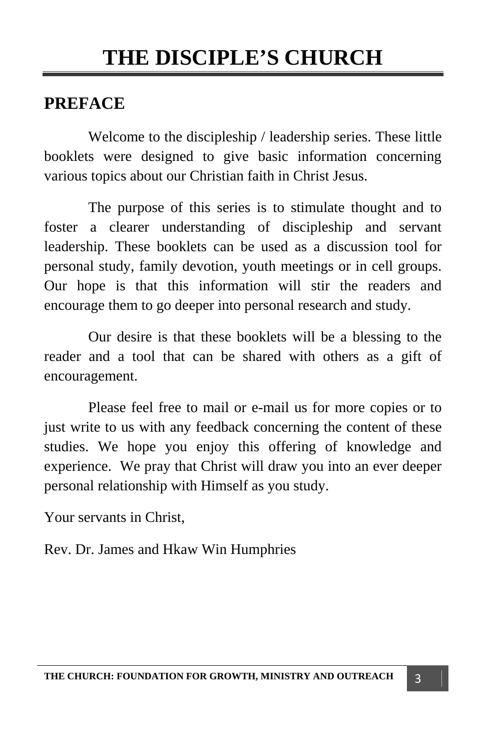# THE DISCIPLE'S CHURCH

## PREFACE

Welcome to the discipleship / leadership series. These little booklets were designed to give basic information concerning various topics about our Christian faith in Christ Jesus.

The purpose of this series is to stimulate thought and to foster a clearer understanding of discipleship and servant leadership. These booklets can be used as a discussion tool for personal study, family devotion, youth meetings or in cell groups. Our hope is that this information will stir the readers and encourage them to go deeper into personal research and study.

Our desire is that these booklets will be a blessing to the reader and a tool that can be shared with others as a gift of encouragement.

Please feel free to mail or e-mail us for more copies or to just write to us with any feedback concerning the content of these studies. We hope you enjoy this offering of knowledge and experience. We pray that Christ will draw you into an ever deeper personal relationship with Himself as you study.

Your servants in Christ,

Rev. Dr. James and Hkaw Win Humphries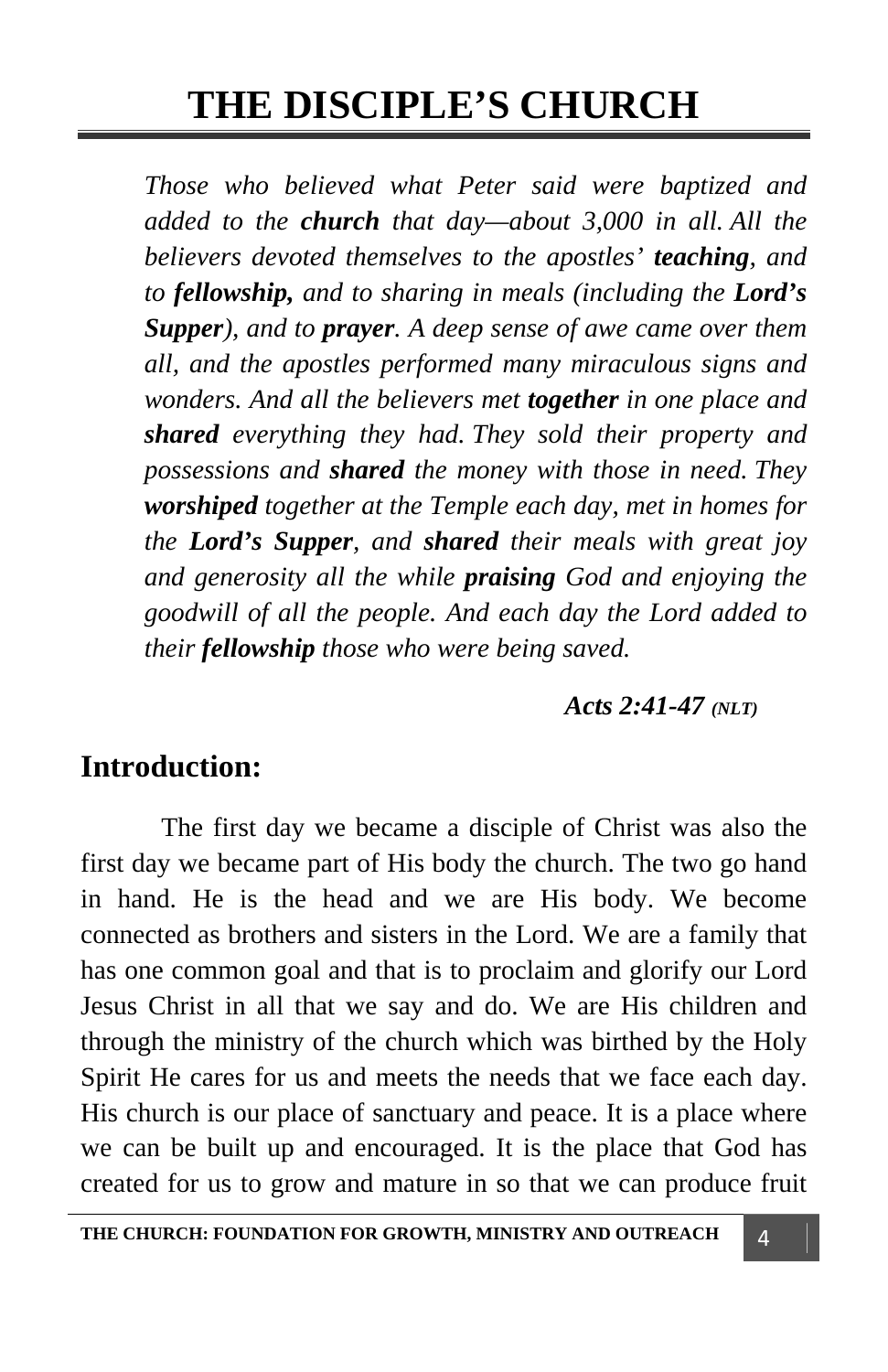# THE DISCIPLE'S CHURCH

*Those who believed what Peter said were baptized and added to the **church** that day—about 3,000 in all. All the believers devoted themselves to the apostles' **teaching**, and to **fellowship,** and to sharing in meals (including the **Lord's Supper**), and to **prayer**. A deep sense of awe came over them all, and the apostles performed many miraculous signs and wonders. And all the believers met **together** in one place and **shared** everything they had. They sold their property and possessions and **shared** the money with those in need. They **worshiped** together at the Temple each day, met in homes for the **Lord's Supper**, and **shared** their meals with great joy and generosity all the while **praising** God and enjoying the goodwill of all the people. And each day the Lord added to their **fellowship** those who were being saved.*

***Acts 2:41-47** (NLT)*

## Introduction:

The first day we became a disciple of Christ was also the first day we became part of His body the church. The two go hand in hand. He is the head and we are His body. We become connected as brothers and sisters in the Lord. We are a family that has one common goal and that is to proclaim and glorify our Lord Jesus Christ in all that we say and do. We are His children and through the ministry of the church which was birthed by the Holy Spirit He cares for us and meets the needs that we face each day. His church is our place of sanctuary and peace. It is a place where we can be built up and encouraged. It is the place that God has created for us to grow and mature in so that we can produce fruit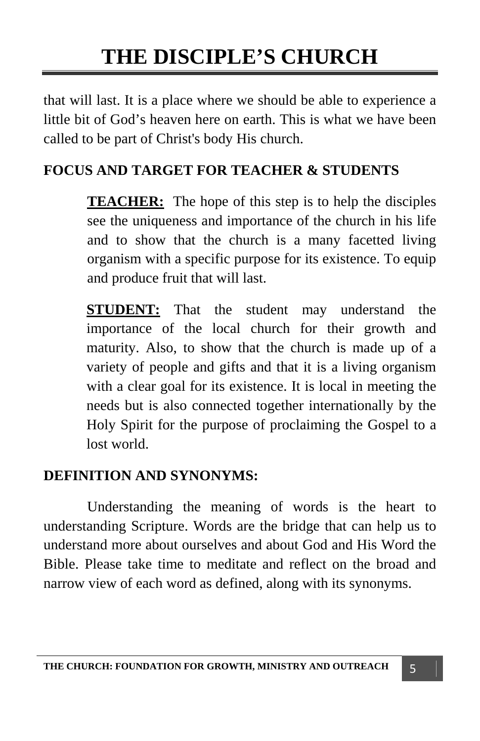that will last. It is a place where we should be able to experience a little bit of God's heaven here on earth. This is what we have been called to be part of Christ's body His church.

**FOCUS AND TARGET FOR TEACHER & STUDENTS**

> **TEACHER:** The hope of this step is to help the disciples see the uniqueness and importance of the church in his life and to show that the church is a many facetted living organism with a specific purpose for its existence. To equip and produce fruit that will last.
>
> **STUDENT:** That the student may understand the importance of the local church for their growth and maturity. Also, to show that the church is made up of a variety of people and gifts and that it is a living organism with a clear goal for its existence. It is local in meeting the needs but is also connected together internationally by the Holy Spirit for the purpose of proclaiming the Gospel to a lost world.

**DEFINITION AND SYNONYMS:**

Understanding the meaning of words is the heart to understanding Scripture. Words are the bridge that can help us to understand more about ourselves and about God and His Word the Bible. Please take time to meditate and reflect on the broad and narrow view of each word as defined, along with its synonyms.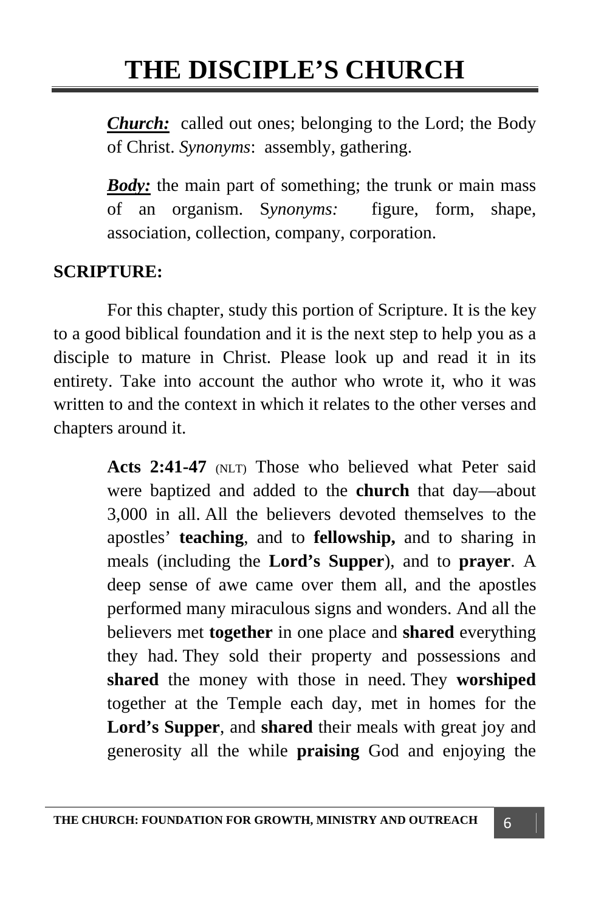# THE DISCIPLE'S CHURCH

***Church:*** called out ones; belonging to the Lord; the Body of Christ. *Synonyms*: assembly, gathering.

***Body:*** the main part of something; the trunk or main mass of an organism. S*ynonyms:* figure, form, shape, association, collection, company, corporation.

**SCRIPTURE:**

For this chapter, study this portion of Scripture. It is the key to a good biblical foundation and it is the next step to help you as a disciple to mature in Christ. Please look up and read it in its entirety. Take into account the author who wrote it, who it was written to and the context in which it relates to the other verses and chapters around it.

> **Acts 2:41-47** (NLT) Those who believed what Peter said were baptized and added to the **church** that day—about 3,000 in all. All the believers devoted themselves to the apostles' **teaching**, and to **fellowship,** and to sharing in meals (including the **Lord's Supper**), and to **prayer**. A deep sense of awe came over them all, and the apostles performed many miraculous signs and wonders. And all the believers met **together** in one place and **shared** everything they had. They sold their property and possessions and **shared** the money with those in need. They **worshiped** together at the Temple each day, met in homes for the **Lord's Supper**, and **shared** their meals with great joy and generosity all the while **praising** God and enjoying the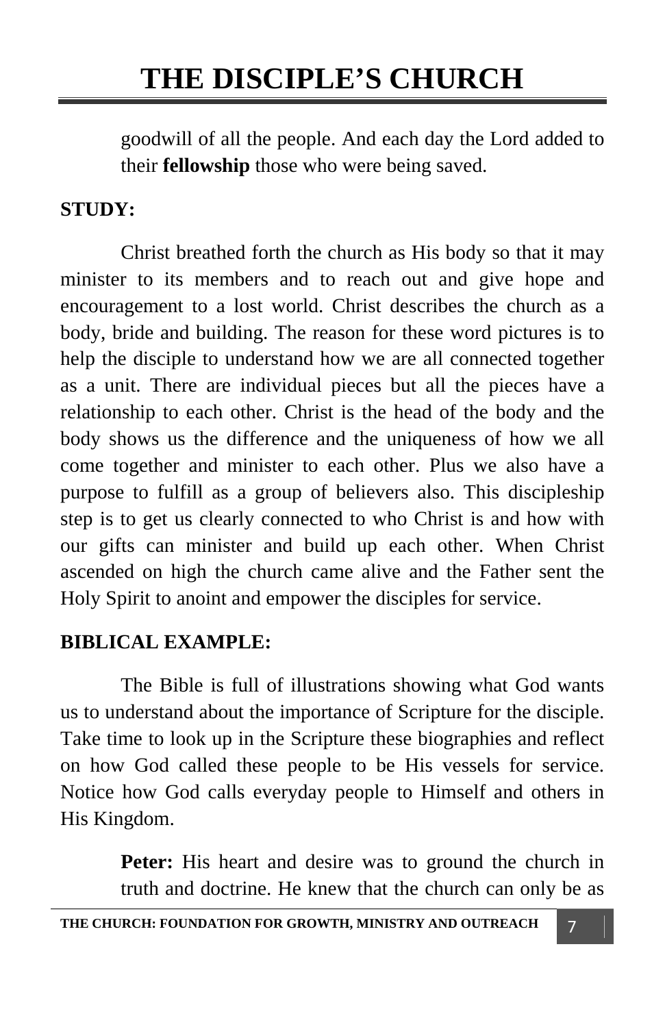goodwill of all the people. And each day the Lord added to their **fellowship** those who were being saved.

**STUDY:**

Christ breathed forth the church as His body so that it may minister to its members and to reach out and give hope and encouragement to a lost world. Christ describes the church as a body, bride and building. The reason for these word pictures is to help the disciple to understand how we are all connected together as a unit. There are individual pieces but all the pieces have a relationship to each other. Christ is the head of the body and the body shows us the difference and the uniqueness of how we all come together and minister to each other. Plus we also have a purpose to fulfill as a group of believers also. This discipleship step is to get us clearly connected to who Christ is and how with our gifts can minister and build up each other. When Christ ascended on high the church came alive and the Father sent the Holy Spirit to anoint and empower the disciples for service.

**BIBLICAL EXAMPLE:**

The Bible is full of illustrations showing what God wants us to understand about the importance of Scripture for the disciple. Take time to look up in the Scripture these biographies and reflect on how God called these people to be His vessels for service. Notice how God calls everyday people to Himself and others in His Kingdom.

**Peter:** His heart and desire was to ground the church in truth and doctrine. He knew that the church can only be as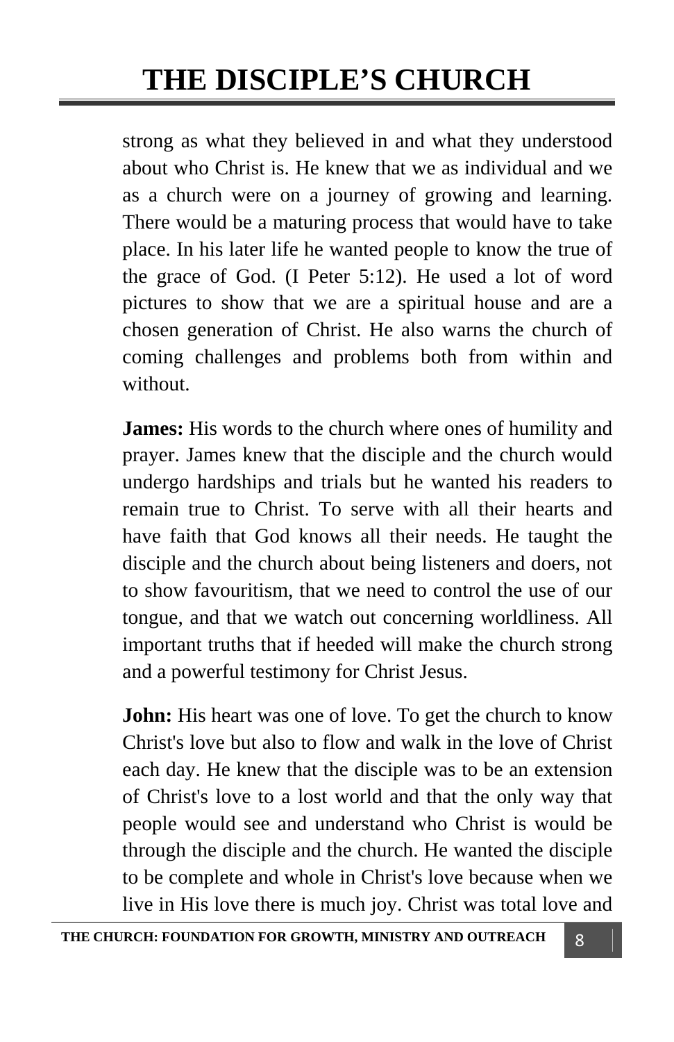strong as what they believed in and what they understood about who Christ is. He knew that we as individual and we as a church were on a journey of growing and learning. There would be a maturing process that would have to take place. In his later life he wanted people to know the true of the grace of God. (I Peter 5:12). He used a lot of word pictures to show that we are a spiritual house and are a chosen generation of Christ. He also warns the church of coming challenges and problems both from within and without.

**James:** His words to the church where ones of humility and prayer. James knew that the disciple and the church would undergo hardships and trials but he wanted his readers to remain true to Christ. To serve with all their hearts and have faith that God knows all their needs. He taught the disciple and the church about being listeners and doers, not to show favouritism, that we need to control the use of our tongue, and that we watch out concerning worldliness. All important truths that if heeded will make the church strong and a powerful testimony for Christ Jesus.

**John:** His heart was one of love. To get the church to know Christ's love but also to flow and walk in the love of Christ each day. He knew that the disciple was to be an extension of Christ's love to a lost world and that the only way that people would see and understand who Christ is would be through the disciple and the church. He wanted the disciple to be complete and whole in Christ's love because when we live in His love there is much joy. Christ was total love and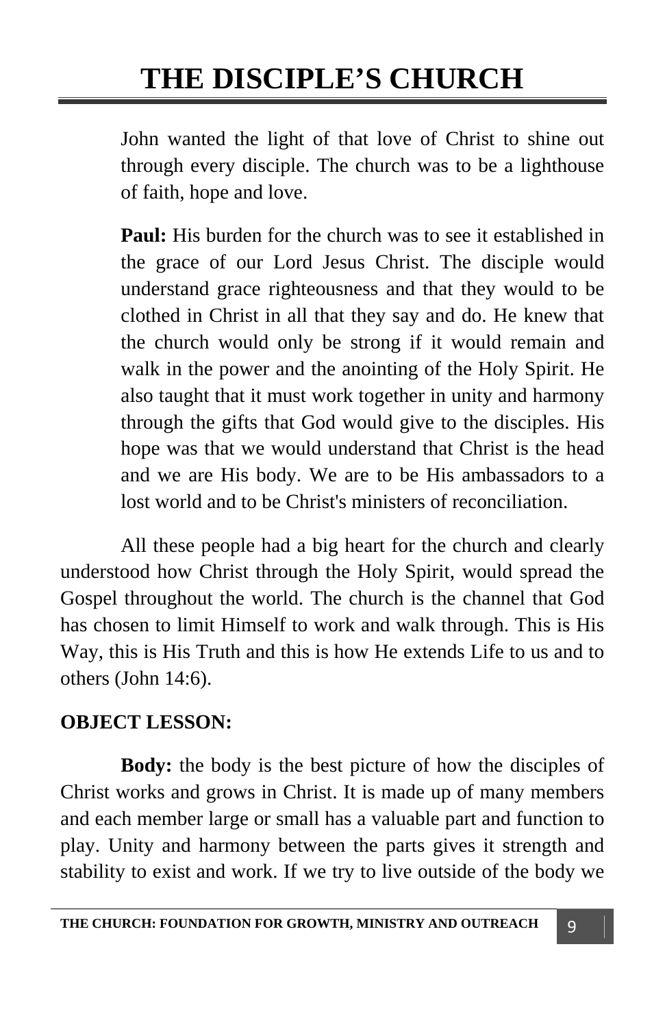# THE DISCIPLE'S CHURCH

John wanted the light of that love of Christ to shine out through every disciple. The church was to be a lighthouse of faith, hope and love.

**Paul:** His burden for the church was to see it established in the grace of our Lord Jesus Christ. The disciple would understand grace righteousness and that they would to be clothed in Christ in all that they say and do. He knew that the church would only be strong if it would remain and walk in the power and the anointing of the Holy Spirit. He also taught that it must work together in unity and harmony through the gifts that God would give to the disciples. His hope was that we would understand that Christ is the head and we are His body. We are to be His ambassadors to a lost world and to be Christ's ministers of reconciliation.

All these people had a big heart for the church and clearly understood how Christ through the Holy Spirit, would spread the Gospel throughout the world. The church is the channel that God has chosen to limit Himself to work and walk through. This is His Way, this is His Truth and this is how He extends Life to us and to others (John 14:6).

**OBJECT LESSON:**

**Body:** the body is the best picture of how the disciples of Christ works and grows in Christ. It is made up of many members and each member large or small has a valuable part and function to play. Unity and harmony between the parts gives it strength and stability to exist and work. If we try to live outside of the body we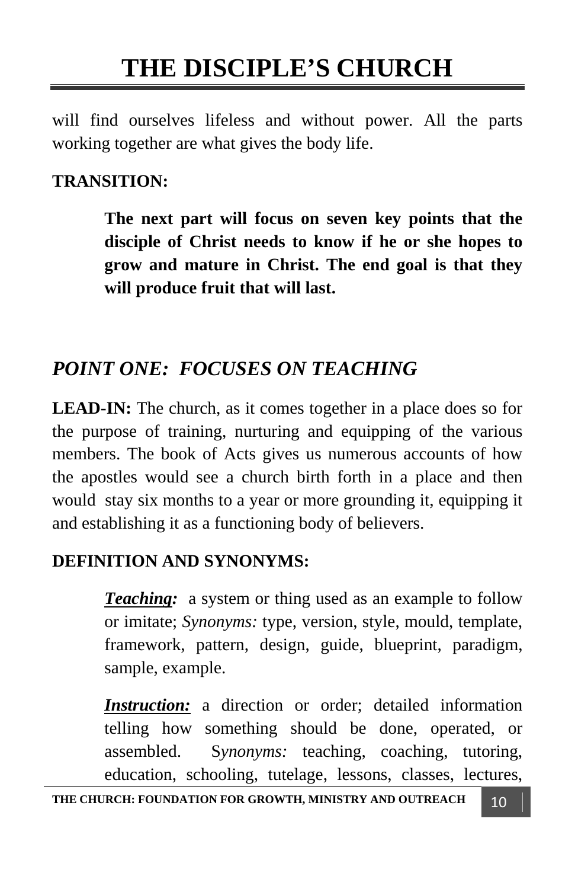will find ourselves lifeless and without power. All the parts working together are what gives the body life.

**TRANSITION:**

> **The next part will focus on seven key points that the disciple of Christ needs to know if he or she hopes to grow and mature in Christ. The end goal is that they will produce fruit that will last.**

## *POINT ONE: FOCUSES ON TEACHING*

**LEAD-IN:** The church, as it comes together in a place does so for the purpose of training, nurturing and equipping of the various members. The book of Acts gives us numerous accounts of how the apostles would see a church birth forth in a place and then would stay six months to a year or more grounding it, equipping it and establishing it as a functioning body of believers.

**DEFINITION AND SYNONYMS:**

> ***Teaching:*** a system or thing used as an example to follow or imitate; *Synonyms:* type, version, style, mould, template, framework, pattern, design, guide, blueprint, paradigm, sample, example.
>
> ***Instruction:*** a direction or order; detailed information telling how something should be done, operated, or assembled. S*ynonyms:* teaching, coaching, tutoring, education, schooling, tutelage, lessons, classes, lectures,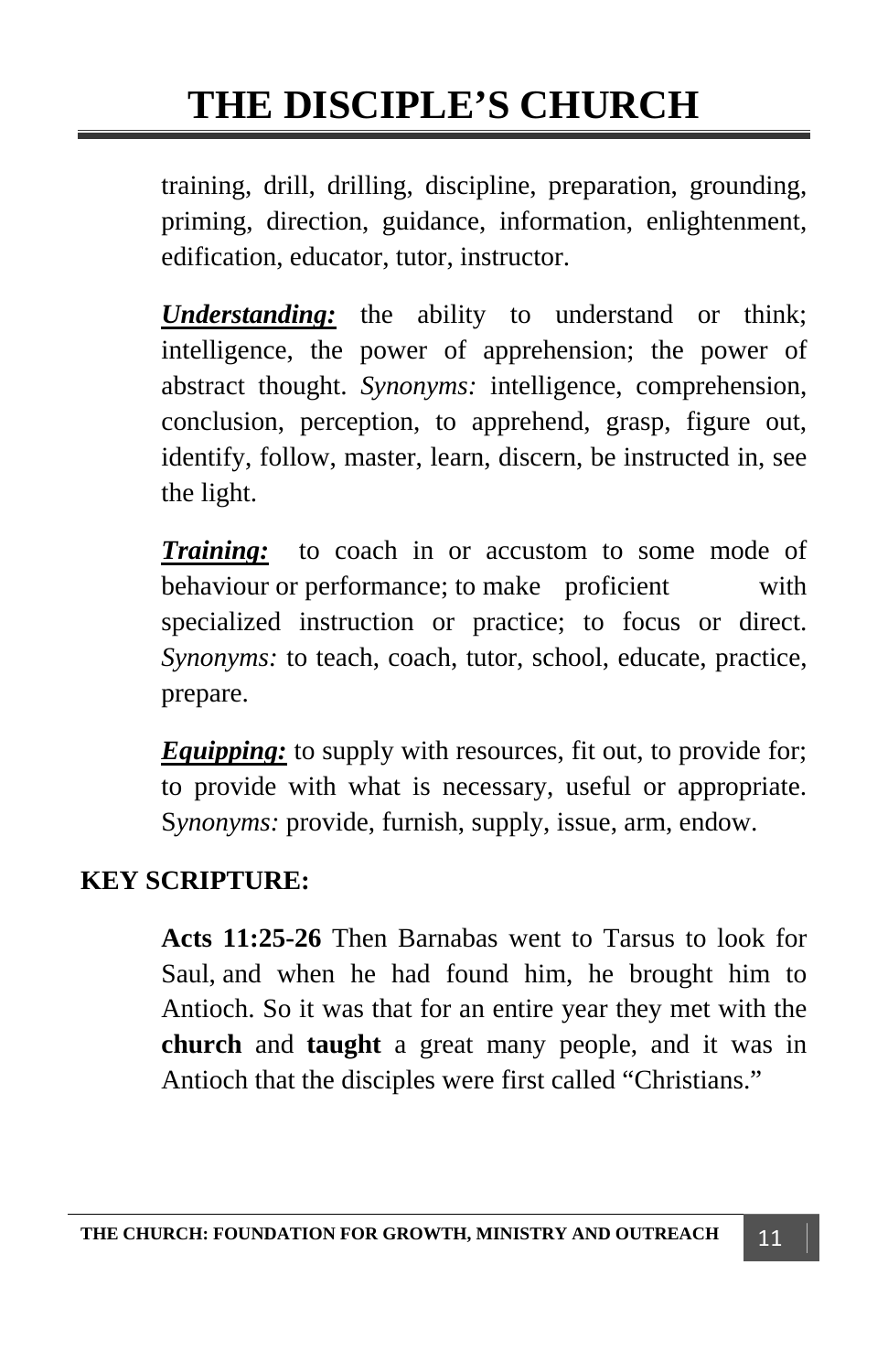training, drill, drilling, discipline, preparation, grounding, priming, direction, guidance, information, enlightenment, edification, educator, tutor, instructor.

***Understanding:*** the ability to understand or think; intelligence, the power of apprehension; the power of abstract thought. *Synonyms:* intelligence, comprehension, conclusion, perception, to apprehend, grasp, figure out, identify, follow, master, learn, discern, be instructed in, see the light.

***Training:*** to coach in or accustom to some mode of behaviour or performance; to make proficient with specialized instruction or practice; to focus or direct. *Synonyms:* to teach, coach, tutor, school, educate, practice, prepare.

***Equipping:*** to supply with resources, fit out, to provide for; to provide with what is necessary, useful or appropriate. S*ynonyms:* provide, furnish, supply, issue, arm, endow.

**KEY SCRIPTURE:**

**Acts 11:25-26** Then Barnabas went to Tarsus to look for Saul, and when he had found him, he brought him to Antioch. So it was that for an entire year they met with the **church** and **taught** a great many people, and it was in Antioch that the disciples were first called "Christians."